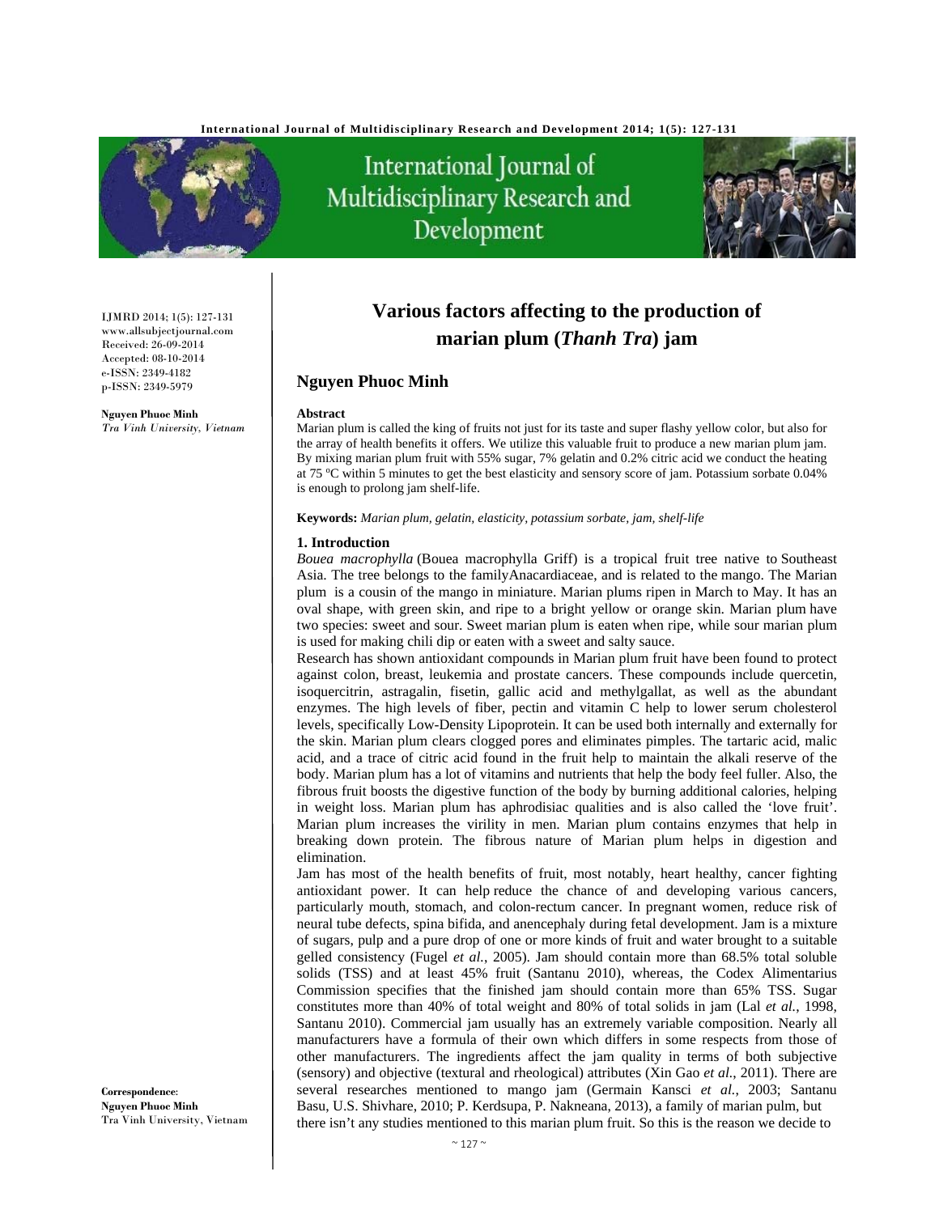# Various factors affecting to the production of marian plum (*Thanh Tra*) jam

IJMRD 2014; 1(5): 127-131
www.allsubjectjournal.com
Received: 26-09-2014
Accepted: 08-10-2014
e-ISSN: 2349-4182
p-ISSN: 2349-5979

**Nguyen Phuoc Minh**
*Tra Vinh University, Vietnam*

## Nguyen Phuoc Minh

**Abstract**

Marian plum is called the king of fruits not just for its taste and super flashy yellow color, but also for the array of health benefits it offers. We utilize this valuable fruit to produce a new marian plum jam. By mixing marian plum fruit with 55% sugar, 7% gelatin and 0.2% citric acid we conduct the heating at 75 $^{o}$C within 5 minutes to get the best elasticity and sensory score of jam. Potassium sorbate 0.04% is enough to prolong jam shelf-life.

**Keywords:** *Marian plum, gelatin, elasticity, potassium sorbate, jam, shelf-life*

### 1. Introduction

*Bouea macrophylla* (Bouea macrophylla Griff) is a tropical fruit tree native to Southeast Asia. The tree belongs to the familyAnacardiaceae, and is related to the mango. The Marian plum is a cousin of the mango in miniature. Marian plums ripen in March to May. It has an oval shape, with green skin, and ripe to a bright yellow or orange skin. Marian plum have two species: sweet and sour. Sweet marian plum is eaten when ripe, while sour marian plum is used for making chili dip or eaten with a sweet and salty sauce.

Research has shown antioxidant compounds in Marian plum fruit have been found to protect against colon, breast, leukemia and prostate cancers. These compounds include quercetin, isoquercitrin, astragalin, fisetin, gallic acid and methylgallat, as well as the abundant enzymes. The high levels of fiber, pectin and vitamin C help to lower serum cholesterol levels, specifically Low-Density Lipoprotein. It can be used both internally and externally for the skin. Marian plum clears clogged pores and eliminates pimples. The tartaric acid, malic acid, and a trace of citric acid found in the fruit help to maintain the alkali reserve of the body. Marian plum has a lot of vitamins and nutrients that help the body feel fuller. Also, the fibrous fruit boosts the digestive function of the body by burning additional calories, helping in weight loss. Marian plum has aphrodisiac qualities and is also called the 'love fruit'. Marian plum increases the virility in men. Marian plum contains enzymes that help in breaking down protein. The fibrous nature of Marian plum helps in digestion and elimination.

Jam has most of the health benefits of fruit, most notably, heart healthy, cancer fighting antioxidant power. It can help reduce the chance of and developing various cancers, particularly mouth, stomach, and colon-rectum cancer. In pregnant women, reduce risk of neural tube defects, spina bifida, and anencephaly during fetal development. Jam is a mixture of sugars, pulp and a pure drop of one or more kinds of fruit and water brought to a suitable gelled consistency (Fugel *et al.*, 2005). Jam should contain more than 68.5% total soluble solids (TSS) and at least 45% fruit (Santanu 2010), whereas, the Codex Alimentarius Commission specifies that the finished jam should contain more than 65% TSS. Sugar constitutes more than 40% of total weight and 80% of total solids in jam (Lal *et al.*, 1998, Santanu 2010). Commercial jam usually has an extremely variable composition. Nearly all manufacturers have a formula of their own which differs in some respects from those of other manufacturers. The ingredients affect the jam quality in terms of both subjective (sensory) and objective (textural and rheological) attributes (Xin Gao *et al.*, 2011). There are several researches mentioned to mango jam (Germain Kansci *et al.*, 2003; Santanu Basu, U.S. Shivhare, 2010; P. Kerdsupa, P. Nakneana, 2013), a family of marian pulm, but there isn't any studies mentioned to this marian plum fruit. So this is the reason we decide to

**Correspondence**:
**Nguyen Phuoc Minh**
Tra Vinh University, Vietnam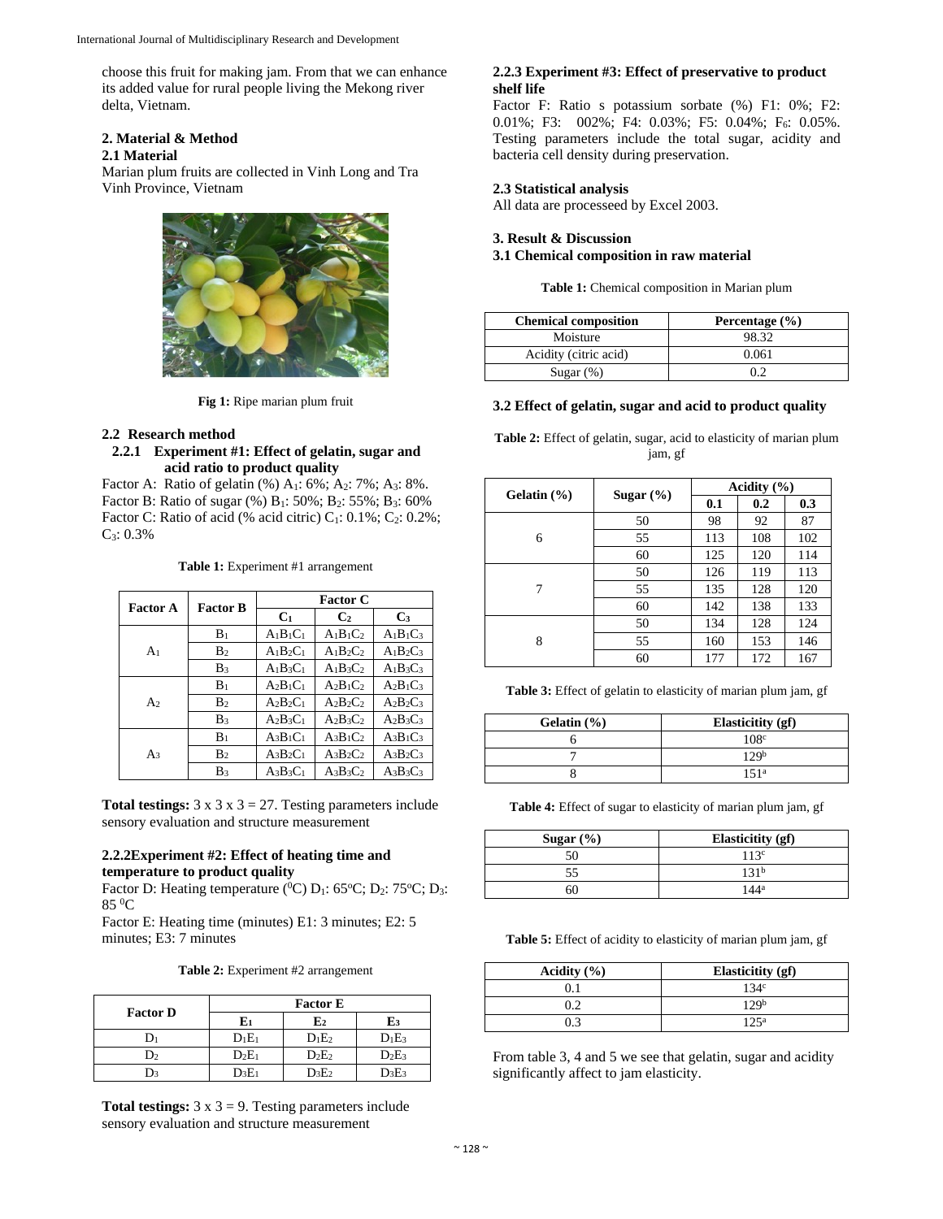choose this fruit for making jam. From that we can enhance its added value for rural people living the Mekong river delta, Vietnam.

## 2. Material & Method

### 2.1 Material

Marian plum fruits are collected in Vinh Long and Tra Vinh Province, Vietnam

**Fig 1:** Ripe marian plum fruit

### 2.2 Research method

#### 2.2.1 Experiment #1: Effect of gelatin, sugar and acid ratio to product quality

Factor A: Ratio of gelatin (%) $A_1$: 6%; $A_2$: 7%; $A_3$: 8%.
Factor B: Ratio of sugar (%) $B_1$: 50%; $B_2$: 55%; $B_3$: 60%
Factor C: Ratio of acid (% acid citric) $C_1$: 0.1%; $C_2$: 0.2%; $C_3$: 0.3%

**Table 1:** Experiment #1 arrangement

| Factor A | Factor B | Factor C | | |
|---|---|---|---|---|
| | | $C_1$ | $C_2$ | $C_3$ |
| $A_1$ | $B_1$ | $A_1B_1C_1$ | $A_1B_1C_2$ | $A_1B_1C_3$ |
| | $B_2$ | $A_1B_2C_1$ | $A_1B_2C_2$ | $A_1B_2C_3$ |
| | $B_3$ | $A_1B_3C_1$ | $A_1B_3C_2$ | $A_1B_3C_3$ |
| $A_2$ | $B_1$ | $A_2B_1C_1$ | $A_2B_1C_2$ | $A_2B_1C_3$ |
| | $B_2$ | $A_2B_2C_1$ | $A_2B_2C_2$ | $A_2B_2C_3$ |
| | $B_3$ | $A_2B_3C_1$ | $A_2B_3C_2$ | $A_2B_3C_3$ |
| $A_3$ | $B_1$ | $A_3B_1C_1$ | $A_3B_1C_2$ | $A_3B_1C_3$ |
| | $B_2$ | $A_3B_2C_1$ | $A_3B_2C_2$ | $A_3B_2C_3$ |
| | $B_3$ | $A_3B_3C_1$ | $A_3B_3C_2$ | $A_3B_3C_3$ |

**Total testings:** 3 x 3 x 3 = 27. Testing parameters include sensory evaluation and structure measurement

#### 2.2.2Experiment #2: Effect of heating time and temperature to product quality

Factor D: Heating temperature ($^0$C) $D_1$: 65$^o$C; $D_2$: 75$^o$C; $D_3$: 85 $^0$C
Factor E: Heating time (minutes) E1: 3 minutes; E2: 5 minutes; E3: 7 minutes

**Table 2:** Experiment #2 arrangement

| Factor D | Factor E | | |
|---|---|---|---|
| | $E_1$ | $E_2$ | $E_3$ |
| $D_1$ | $D_1E_1$ | $D_1E_2$ | $D_1E_3$ |
| $D_2$ | $D_2E_1$ | $D_2E_2$ | $D_2E_3$ |
| $D_3$ | $D_3E_1$ | $D_3E_2$ | $D_3E_3$ |

**Total testings:** 3 x 3 = 9. Testing parameters include sensory evaluation and structure measurement

#### 2.2.3 Experiment #3: Effect of preservative to product shelf life

Factor F: Ratio s potassium sorbate (%) F1: 0%; F2: 0.01%; F3: 002%; F4: 0.03%; F5: 0.04%; $F_6$: 0.05%. Testing parameters include the total sugar, acidity and bacteria cell density during preservation.

### 2.3 Statistical analysis

All data are processeed by Excel 2003.

## 3. Result & Discussion

### 3.1 Chemical composition in raw material

**Table 1:** Chemical composition in Marian plum

| Chemical composition | Percentage (%) |
|---|---|
| Moisture | 98.32 |
| Acidity (citric acid) | 0.061 |
| Sugar (%) | 0.2 |

### 3.2 Effect of gelatin, sugar and acid to product quality

**Table 2:** Effect of gelatin, sugar, acid to elasticity of marian plum jam, gf

| Gelatin (%) | Sugar (%) | Acidity (%) | | |
|---|---|---|---|---|
| | | 0.1 | 0.2 | 0.3 |
| 6 | 50 | 98 | 92 | 87 |
| | 55 | 113 | 108 | 102 |
| | 60 | 125 | 120 | 114 |
| 7 | 50 | 126 | 119 | 113 |
| | 55 | 135 | 128 | 120 |
| | 60 | 142 | 138 | 133 |
| 8 | 50 | 134 | 128 | 124 |
| | 55 | 160 | 153 | 146 |
| | 60 | 177 | 172 | 167 |

**Table 3:** Effect of gelatin to elasticity of marian plum jam, gf

| Gelatin (%) | Elasticitity (gf) |
|---|---|
| 6 | $108^c$ |
| 7 | $129^b$ |
| 8 | $151^a$ |

**Table 4:** Effect of sugar to elasticity of marian plum jam, gf

| Sugar (%) | Elasticitity (gf) |
|---|---|
| 50 | $113^c$ |
| 55 | $131^b$ |
| 60 | $144^a$ |

**Table 5:** Effect of acidity to elasticity of marian plum jam, gf

| Acidity (%) | Elasticitity (gf) |
|---|---|
| 0.1 | $134^c$ |
| 0.2 | $129^b$ |
| 0.3 | $125^a$ |

From table 3, 4 and 5 we see that gelatin, sugar and acidity significantly affect to jam elasticity.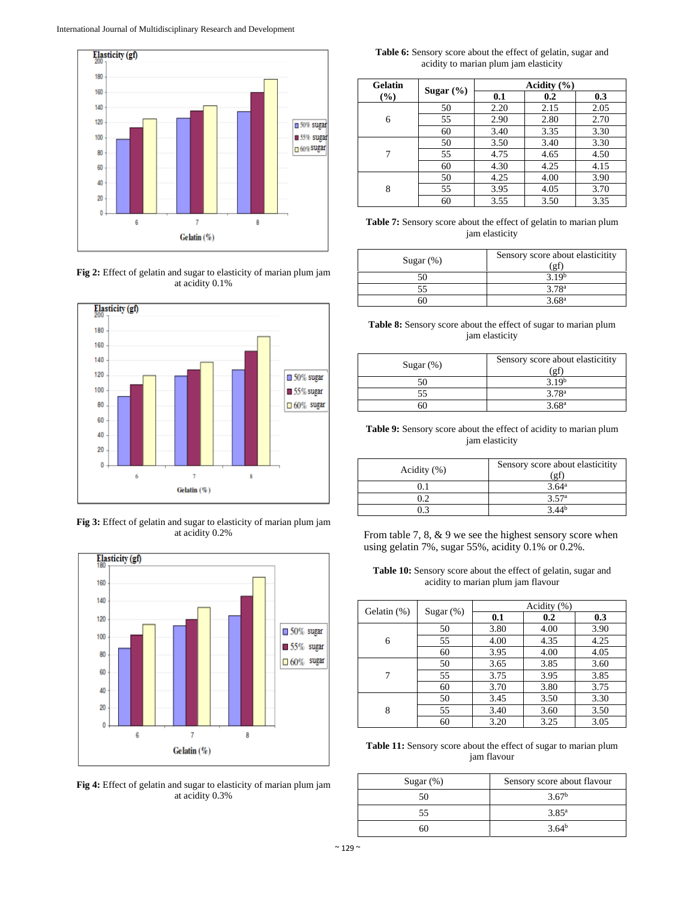Fig 2: Effect of gelatin and sugar to elasticity of marian plum jam at acidity 0.1%

Fig 3: Effect of gelatin and sugar to elasticity of marian plum jam at acidity 0.2%

Fig 4: Effect of gelatin and sugar to elasticity of marian plum jam at acidity 0.3%

**Table 6:** Sensory score about the effect of gelatin, sugar and acidity to marian plum jam elasticity

| Gelatin (%) | Sugar (%) | Acidity (%) | | |
|---|---|---|---|---|
| | | **0.1** | **0.2** | **0.3** |
| 6 | 50 | 2.20 | 2.15 | 2.05 |
| | 55 | 2.90 | 2.80 | 2.70 |
| | 60 | 3.40 | 3.35 | 3.30 |
| 7 | 50 | 3.50 | 3.40 | 3.30 |
| | 55 | 4.75 | 4.65 | 4.50 |
| | 60 | 4.30 | 4.25 | 4.15 |
| 8 | 50 | 4.25 | 4.00 | 3.90 |
| | 55 | 3.95 | 4.05 | 3.70 |
| | 60 | 3.55 | 3.50 | 3.35 |

**Table 7:** Sensory score about the effect of gelatin to marian plum jam elasticity

| Sugar (%) | Sensory score about elasticitity (gf) |
|---|---|
| 50 | 3.19[b] |
| 55 | 3.78[a] |
| 60 | 3.68[a] |

**Table 8:** Sensory score about the effect of sugar to marian plum jam elasticity

| Sugar (%) | Sensory score about elasticitity (gf) |
|---|---|
| 50 | 3.19[b] |
| 55 | 3.78[a] |
| 60 | 3.68[a] |

**Table 9:** Sensory score about the effect of acidity to marian plum jam elasticity

| Acidity (%) | Sensory score about elasticitity (gf) |
|---|---|
| 0.1 | 3.64[a] |
| 0.2 | 3.57[a] |
| 0.3 | 3.44[b] |

From table 7, 8, & 9 we see the highest sensory score when using gelatin 7%, sugar 55%, acidity 0.1% or 0.2%.

**Table 10:** Sensory score about the effect of gelatin, sugar and acidity to marian plum jam flavour

| Gelatin (%) | Sugar (%) | Acidity (%) | | |
|---|---|---|---|---|
| | | **0.1** | **0.2** | **0.3** |
| 6 | 50 | 3.80 | 4.00 | 3.90 |
| | 55 | 4.00 | 4.35 | 4.25 |
| | 60 | 3.95 | 4.00 | 4.05 |
| 7 | 50 | 3.65 | 3.85 | 3.60 |
| | 55 | 3.75 | 3.95 | 3.85 |
| | 60 | 3.70 | 3.80 | 3.75 |
| 8 | 50 | 3.45 | 3.50 | 3.30 |
| | 55 | 3.40 | 3.60 | 3.50 |
| | 60 | 3.20 | 3.25 | 3.05 |

**Table 11:** Sensory score about the effect of sugar to marian plum jam flavour

| Sugar (%) | Sensory score about flavour |
|---|---|
| 50 | 3.67[b] |
| 55 | 3.85[a] |
| 60 | 3.64[b] |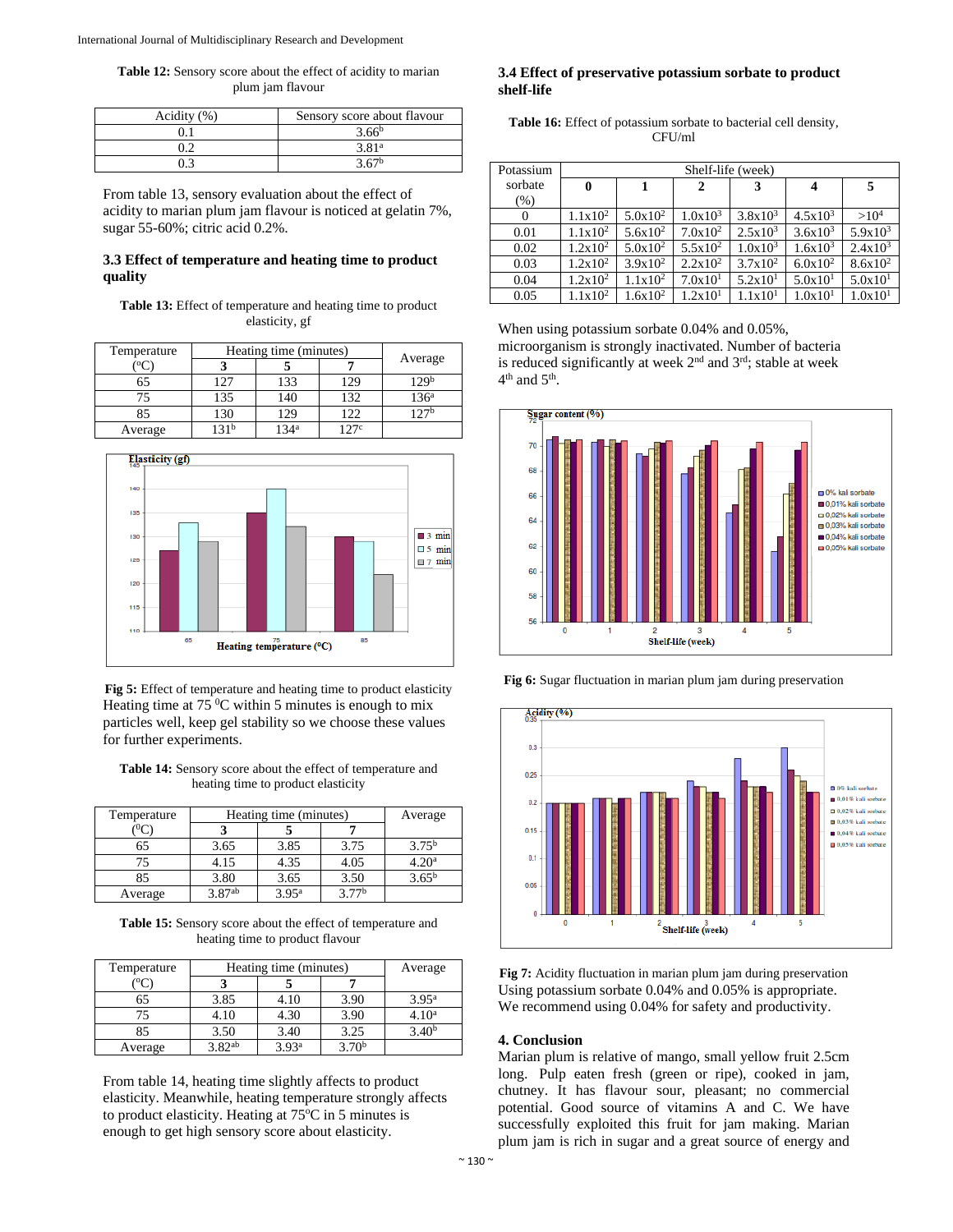**Table 12:** Sensory score about the effect of acidity to marian plum jam flavour

| Acidity (%) | Sensory score about flavour |
|---|---|
| 0.1 | 3.66[b] |
| 0.2 | 3.81[a] |
| 0.3 | 3.67[b] |

From table 13, sensory evaluation about the effect of acidity to marian plum jam flavour is noticed at gelatin 7%, sugar 55-60%; citric acid 0.2%.

### 3.3 Effect of temperature and heating time to product quality

**Table 13:** Effect of temperature and heating time to product elasticity, gf

| Temperature (°C) | Heating time (minutes) | | | Average |
|---|---|---|---|---|
| | 3 | 5 | 7 | |
| 65 | 127 | 133 | 129 | 129[b] |
| 75 | 135 | 140 | 132 | 136[a] |
| 85 | 130 | 129 | 122 | 127[b] |
| Average | 131[b] | 134[a] | 127[c] | |

**Fig 5:** Effect of temperature and heating time to product elasticity

Heating time at 75 $^0$C within 5 minutes is enough to mix particles well, keep gel stability so we choose these values for further experiments.

**Table 14:** Sensory score about the effect of temperature and heating time to product elasticity

| Temperature (°C) | Heating time (minutes) | | | Average |
|---|---|---|---|---|
| | 3 | 5 | 7 | |
| 65 | 3.65 | 3.85 | 3.75 | 3.75[b] |
| 75 | 4.15 | 4.35 | 4.05 | 4.20[a] |
| 85 | 3.80 | 3.65 | 3.50 | 3.65[b] |
| Average | 3.87[ab] | 3.95[a] | 3.77[b] | |

**Table 15:** Sensory score about the effect of temperature and heating time to product flavour

| Temperature (°C) | Heating time (minutes) | | | Average |
|---|---|---|---|---|
| | 3 | 5 | 7 | |
| 65 | 3.85 | 4.10 | 3.90 | 3.95[a] |
| 75 | 4.10 | 4.30 | 3.90 | 4.10[a] |
| 85 | 3.50 | 3.40 | 3.25 | 3.40[b] |
| Average | 3.82[ab] | 3.93[a] | 3.70[b] | |

From table 14, heating time slightly affects to product elasticity. Meanwhile, heating temperature strongly affects to product elasticity. Heating at 75°C in 5 minutes is enough to get high sensory score about elasticity.

### 3.4 Effect of preservative potassium sorbate to product shelf-life

**Table 16:** Effect of potassium sorbate to bacterial cell density, CFU/ml

| Potassium sorbate (%) | Shelf-life (week) | | | | | |
|---|---|---|---|---|---|---|
| | 0 | 1 | 2 | 3 | 4 | 5 |
| 0 | $1.1x10^2$ | $5.0x10^2$ | $1.0x10^3$ | $3.8x10^3$ | $4.5x10^3$ | $>10^4$ |
| 0.01 | $1.1x10^2$ | $5.6x10^2$ | $7.0x10^2$ | $2.5x10^3$ | $3.6x10^3$ | $5.9x10^3$ |
| 0.02 | $1.2x10^2$ | $5.0x10^2$ | $5.5x10^2$ | $1.0x10^3$ | $1.6x10^3$ | $2.4x10^3$ |
| 0.03 | $1.2x10^2$ | $3.9x10^2$ | $2.2x10^2$ | $3.7x10^2$ | $6.0x10^2$ | $8.6x10^2$ |
| 0.04 | $1.2x10^2$ | $1.1x10^2$ | $7.0x10^1$ | $5.2x10^1$ | $5.0x10^1$ | $5.0x10^1$ |
| 0.05 | $1.1x10^2$ | $1.6x10^2$ | $1.2x10^1$ | $1.1x10^1$ | $1.0x10^1$ | $1.0x10^1$ |

When using potassium sorbate 0.04% and 0.05%, microorganism is strongly inactivated. Number of bacteria is reduced significantly at week 2nd and 3rd; stable at week 4th and 5th.

**Fig 6:** Sugar fluctuation in marian plum jam during preservation

**Fig 7:** Acidity fluctuation in marian plum jam during preservation

Using potassium sorbate 0.04% and 0.05% is appropriate. We recommend using 0.04% for safety and productivity.

## 4. Conclusion

Marian plum is relative of mango, small yellow fruit 2.5cm long. Pulp eaten fresh (green or ripe), cooked in jam, chutney. It has flavour sour, pleasant; no commercial potential. Good source of vitamins A and C. We have successfully exploited this fruit for jam making. Marian plum jam is rich in sugar and a great source of energy and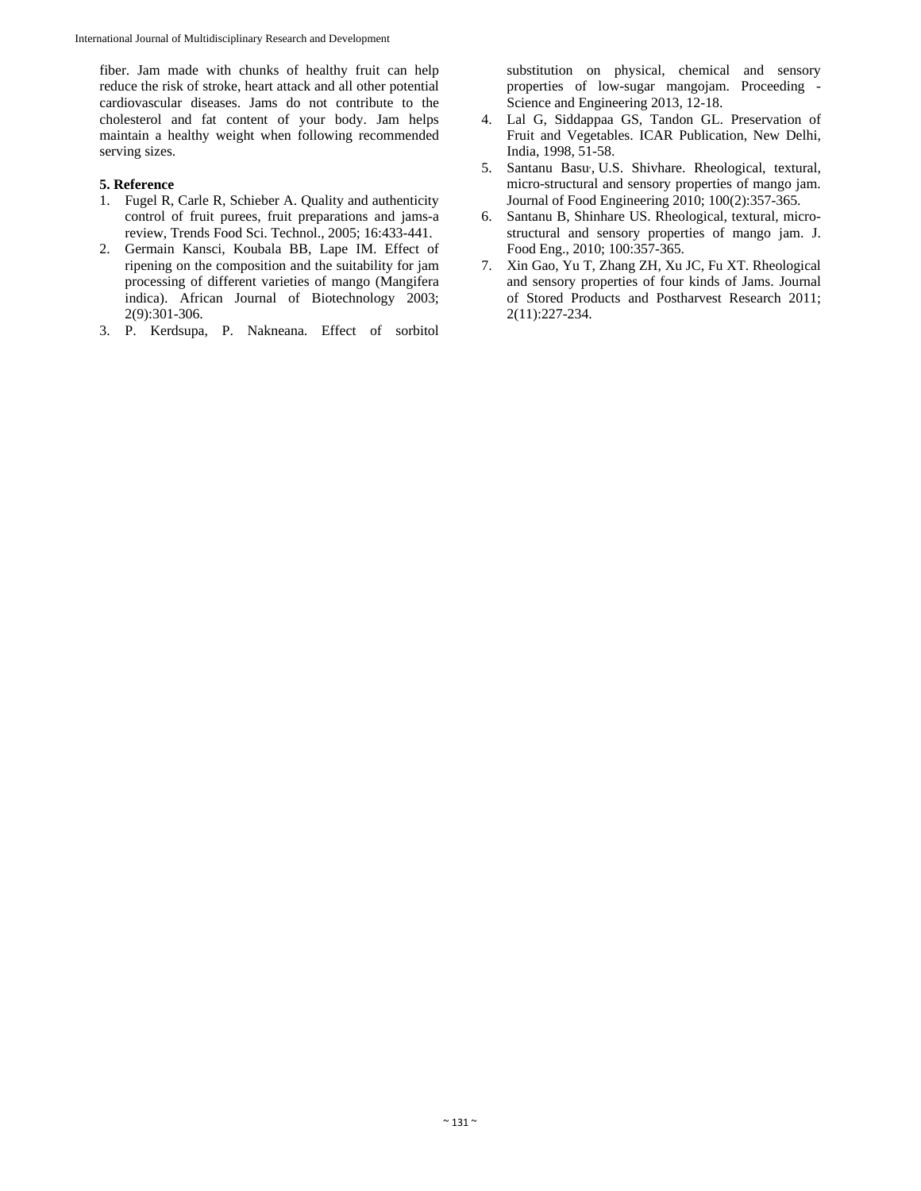fiber. Jam made with chunks of healthy fruit can help reduce the risk of stroke, heart attack and all other potential cardiovascular diseases. Jams do not contribute to the cholesterol and fat content of your body. Jam helps maintain a healthy weight when following recommended serving sizes.

### 5. Reference

1. Fugel R, Carle R, Schieber A. Quality and authenticity control of fruit purees, fruit preparations and jams-a review, Trends Food Sci. Technol., 2005; 16:433-441.
2. Germain Kansci, Koubala BB, Lape IM. Effect of ripening on the composition and the suitability for jam processing of different varieties of mango (Mangifera indica). African Journal of Biotechnology 2003; 2(9):301-306.
3. P. Kerdsupa, P. Nakneana. Effect of sorbitol substitution on physical, chemical and sensory properties of low-sugar mangojam. Proceeding - Science and Engineering 2013, 12-18.
4. Lal G, Siddappaa GS, Tandon GL. Preservation of Fruit and Vegetables. ICAR Publication, New Delhi, India, 1998, 51-58.
5. Santanu Basu, U.S. Shivhare. Rheological, textural, micro-structural and sensory properties of mango jam. Journal of Food Engineering 2010; 100(2):357-365.
6. Santanu B, Shinhare US. Rheological, textural, micro-structural and sensory properties of mango jam. J. Food Eng., 2010; 100:357-365.
7. Xin Gao, Yu T, Zhang ZH, Xu JC, Fu XT. Rheological and sensory properties of four kinds of Jams. Journal of Stored Products and Postharvest Research 2011; 2(11):227-234.